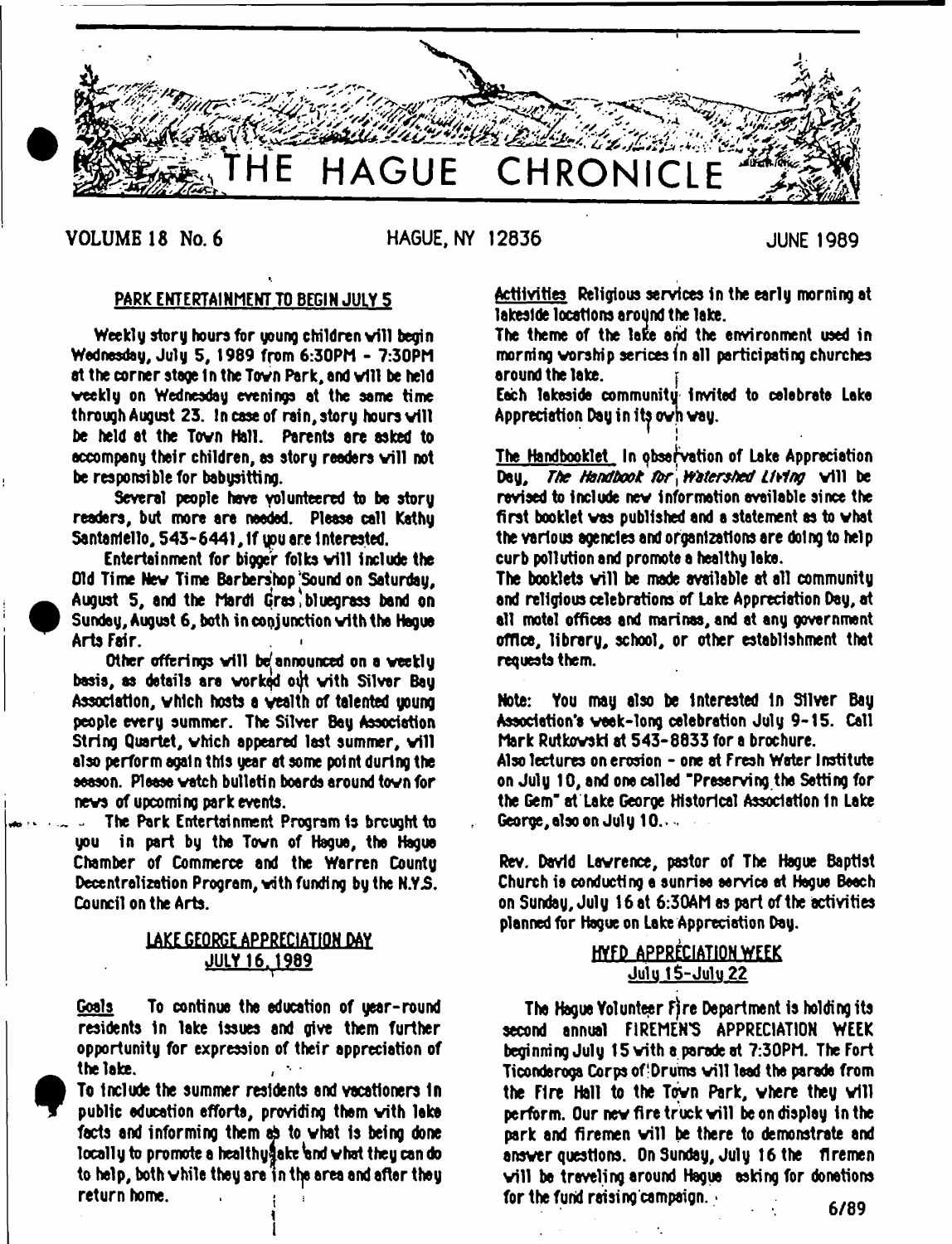# THE HAGUE CHRONICLE

VOLUME 18 No. 6 HAGUE, NY 12836 JUNE 1989

## PARK ENTERTAINMENT TO BEGIN JULY 5

Weekly story hours for young children will begin Wednesday, July 5, 1989 from 6:30PM - 7:30PM at the corner stage in the Town Park, and will be held weekly on Wednesday evenings at the same time through August 23. In case of rain, story hours will be held at the Town Hall. Parents are asked to accompany their children, as story readers will not be responsible for babysitting.

Several people have volunteered to be story readers, but more are needed. Please call Kathy Santaniello, 543-6441, if you are interested.

Entertainment for bigger folks will include the Old Time New Time Barbershop Sound on Saturday, August 5, and the Mardi Gras bluegrass band on Sunday, August 6, both in conjunction with the Hague Arts Fair.

Other offerings will be announced on a weekly basis, as details are worked out with Silver Bay Association, which hosts a wealth of talented young people every summer. The Silver Bay Association String Quartet, which appeared last summer, will also perform again this year at some point during the season. Please watch bulletin boards around town for news of upcoming park events.

The Park Entertainment Program is brought to you in part by the Town of Hague, the Hague Chamber of Commerce and the Warren County Decentralization Program, with funding by the N.Y.S. Council on the Arts.

## LAKE GEORGE APPRECIATION DAY JULY 16, 1989

Goals To continue the education of year-round residents in lake issues and give them further opportunity for expression of their appreciation of the lake.

To include the summer residents and vacationers in public education efforts, providing them with lake facts and informing them as to what is being done locally to promote a healthy lake and what they can do to help, both while they are in the area and after they return home.

Actiivities Religious services in the early morning at lakeside locations around the lake.

The theme of the lake and the environment used in morning worship serices in all participating churches around the lake.

Each lakeside community invited to celebrate Lake Appreciation Day in its own way.

The Handbooklet In observation of Lake Appreciation Day, *The Handbook for Watershed Living* will be revised to include new information available since the first booklet was published and a statement as to what the various agencies and organizations are doing to help curb pollution and promote a healthy lake.

The booklets will be made available at all community and religious celebrations of Lake Appreciation Day, at all motel offices and marinas, and at any government office, library, school, or other establishment that requests them.

Note: You may also be interested in Silver Bay Association's week-long celebration July 9-15. Call Mark Rutkowski at 543-8833 for a brochure.

Also lectures on erosion - one at Fresh Water Institute on July 10, and one called "Preserving the Setting for the Gem" at Lake George Historical Association in Lake George, also on July 10.

Rev. David Lawrence, pastor of The Hague Baptist Church is conducting a sunrise service at Hague Beach on Sunday, July 16 at 6:30AM as part of the activities planned for Hague on Lake Appreciation Day.

## HVFD APPRECIATION WEEK July 15-July 22

The Hague Volunteer Fire Department is holding its second annual FIREMEN'S APPRECIATION WEEK beginning July 15 with a parade at 7:30PM. The Fort Ticonderoga Corps of Drums will lead the parade from the Fire Hall to the Town Park, where they will perform. Our new fire truck will be on display in the park and firemen will be there to demonstrate and answer questions. On Sunday, July 16 the firemen will be traveling around Hague asking for donations for the fund raising campaign.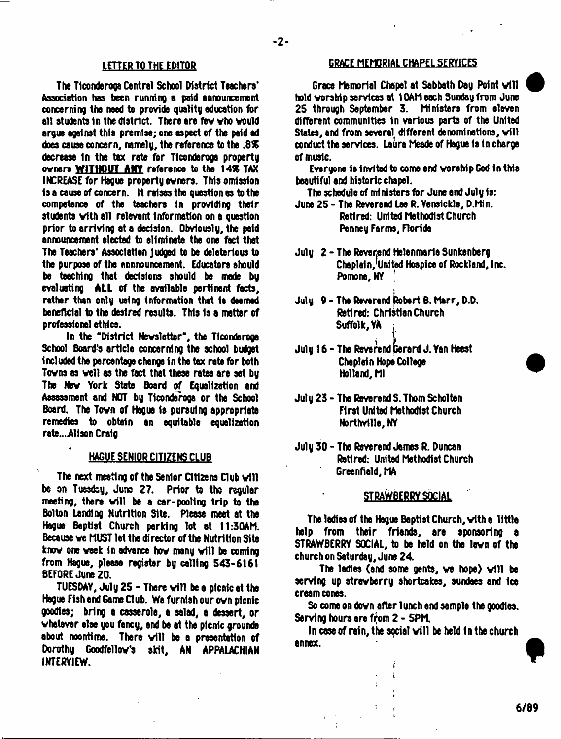## LETTER TO THE EDITOR

The Ticonderoga Central School District Teachers' Association has been running a paid announcement concerning the need to provide quality education for all students in the district. There are few who would argue against this premise; one aspect of the paid ad does cause concern, namely, the reference to the .8% decrease in the tax rate for Ticonderoga property owners **WITHOUT ANY** reference to the 14% TAX INCREASE for Hague property owners. This omission is a cause of concern. It raises the question as to the competence of the teachers in providing their students with all relevant information on a question prior to arriving at a decision. Obviously, the paid announcement elected to eliminate the one fact that The Teachers' Association judged to be deleterious to the purpose of the announcement. Educators should be teaching that decisions should be made by evaluating ALL of the available pertinent facts, rather than only using information that is deemed beneficial to the desired results. This is a matter of professional ethics.

In the "District Newsletter", the Ticonderoga School Board's article concerning the school budget included the percentage change in the tax rate for both Towns as well as the fact that these rates are set by The New York State Board of Equalization and Assessment and NOT by Ticonderoga or the School Board. The Town of Hague is pursuing appropriate remedies to obtain an equitable equalization rate....Alison Craig

## HAGUE SENIOR CITIZENS CLUB

The next meeting of the Senior Citizens Club will be on Tuesday, June 27. Prior to the regular meeting, there will be a car-pooling trip to the Bolton Landing Nutrition Site. Please meet at the Hague Baptist Church parking lot at 11:30AM. Because we MUST let the director of the Nutrition Site know one week in advance how many will be coming from Hague, please register by calling 543-6161 BEFORE June 20.

TUESDAY, July 25 - There will be a picnic at the Hague Fish and Game Club. We furnish our own picnic goodies; bring a casserole, a salad, a dessert, or whatever else you fancy, and be at the picnic grounds about noontime. There will be a presentation of Dorothy Goodfellow's skit, AN APPALACHIAN INTERVIEW.

## GRACE MEMORIAL CHAPEL SERVICES

Grace Memorial Chapel at Sabbath Day Point will hold worship services at 10AM each Sunday from June 25 through September 3. Ministers from eleven different communities in various parts of the United States, and from several different denominations, will conduct the services. Laura Meade of Hague is in charge of music.

Everyone is invited to come and worship God in this beautiful and historic chapel.

The schedule of ministers for June and July is:

June 25 - The Reverend Lee R. Vansickle, D.Min.
Retired: United Methodist Church
Penney Farms, Florida

July 2 - The Reverend Helenmarie Sunkenberg
Chaplain, United Hospice of Rockland, Inc.
Pomona, NY

July 9 - The Reverend Robert B. Marr, D.D.
Retired: Christian Church
Suffolk, VA

July 16 - The Reverend Gerard J. Van Heest
Chaplain Hope College
Holland, MI

July 23 - The Reverend S. Thom Scholten
First United Methodist Church
Northville, NY

July 30 - The Reverend James R. Duncan
Retired: United Methodist Church
Greenfield, MA

## STRAWBERRY SOCIAL

The ladies of the Hague Baptist Church, with a little help from their friends, are sponsoring a STRAWBERRY SOCIAL, to be held on the lawn of the church on Saturday, June 24.

The ladies (and some gents, we hope) will be serving up strawberry shortcakes, sundaes and ice cream cones.

So come on down after lunch and sample the goodies. Serving hours are from 2 - 5PM.

In case of rain, the social will be held in the church annex.

6/89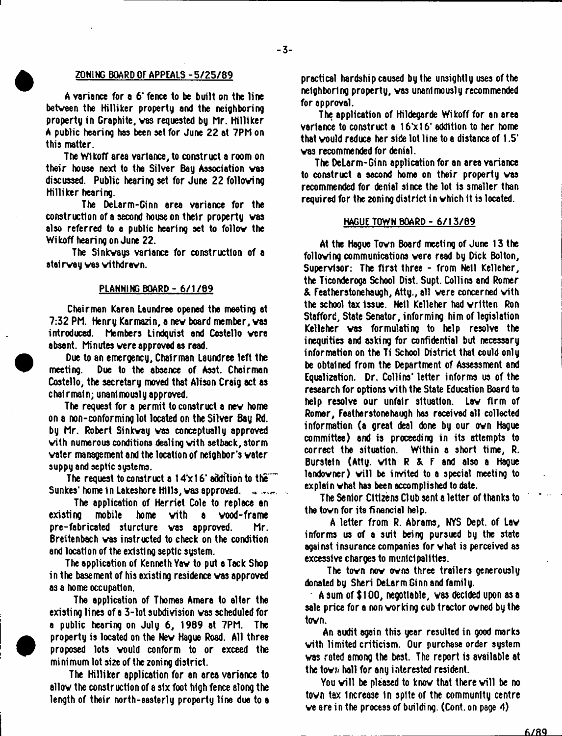## ZONING BOARD OF APPEALS - 5/25/89

A variance for a 6' fence to be built on the line between the Hilliker property and the neighboring property in Graphite, was requested by Mr. Hilliker. A public hearing has been set for June 22 at 7PM on this matter.

The Wikoff area variance, to construct a room on their house next to the Silver Bay Association was discussed. Public hearing set for June 22 following Hilliker hearing.

The DeLarm-Ginn area variance for the construction of a second house on their property was also referred to a public hearing set to follow the Wikoff hearing on June 22.

The Sinkways variance for construction of a stairway was withdrawn.

## PLANNING BOARD - 6/1/89

Chairman Karen Laundree opened the meeting at 7:32 PM. Henry Karmazin, a new board member, was introduced. Members Lindquist and Costello were absent. Minutes were approved as read.

Due to an emergency, Chairman Laundree left the meeting. Due to the absence of Asst. Chairman Costello, the secretary moved that Alison Craig act as chairmain; unanimously approved.

The request for a permit to construct a new home on a non-conforming lot located on the Silver Bay Rd. by Mr. Robert Sinkway was conceptually approved with numerous conditions dealing with setback, storm water management and the location of neighbor's water suppy and septic systems.

The request to construct a 14'x16' addition to the Sunkes' home in Lakeshore Hills, was approved.

The application of Herriet Cole to replace an existing mobile home with a wood-frame pre-fabricated sturcture was approved. Mr. Breitenbach was instructed to check on the condition and location of the existing septic system.

The application of Kenneth Yaw to put a Tack Shop in the basement of his existing residence was approved as a home occupation.

The application of Thomas Amera to alter the existing lines of a 3-lot subdivision was scheduled for a public hearing on July 6, 1989 at 7PM. The property is located on the New Hague Road. All three proposed lots would conform to or exceed the minimum lot size of the zoning district.

The Hilliker application for an area variance to allow the construction of a six foot high fence along the length of their north-easterly property line due to a practical hardship caused by the unsightly uses of the neighboring property, was unanimously recommended for approval.

The application of Hildegarde Wikoff for an area variance to construct a 16'x16' addition to her home that would reduce her side lot line to a distance of 1.5' was recommended for denial.

The DeLarm-Ginn application for an area variance to construct a second home on their property was recommended for denial since the lot is smaller than required for the zoning district in which it is located.

## HAGUE TOWN BOARD - 6/13/89

At the Hague Town Board meeting of June 13 the following communications were read by Dick Bolton, Supervisor: The first three - from Neil Kelleher, the Ticonderoga School Dist. Supt. Collins and Romer & Featherstonehaugh, Atty., all were concerned with the school tax issue. Neil Kelleher had written Ron Stafford, State Senator, informing him of legislation Kelleher was formulating to help resolve the inequities and asking for confidential but necessary information on the Ti School District that could only be obtained from the Department of Assessment and Equalization. Dr. Collins' letter informs us of the research for options with the State Education Board to help resolve our unfair situation. Law firm of Romer, Featherstonehaugh has received all collected information (a great deal done by our own Hague committee) and is proceeding in its attempts to correct the situation. Within a short time, R. Burstein (Atty. with R & F and also a Hague landowner) will be invited to a special meeting to explain what has been accomplished to date.

The Senior Citizens Club sent a letter of thanks to the town for its financial help.

A letter from R. Abrams, NYS Dept. of Law informs us of a suit being pursued by the state against insurance companies for what is perceived as excessive charges to municipalities.

The town now owns three trailers generously donated by Sheri DeLarm Ginn and family.

A sum of $100, negotiable, was decided upon as a sale price for a non working cub tractor owned by the town.

An audit again this year resulted in good marks with limited criticism. Our purchase order system was rated among the best. The report is available at the town hall for any interested resident.

You will be pleased to know that there will be no town tax increase in spite of the community centre we are in the process of building. (Cont. on page 4)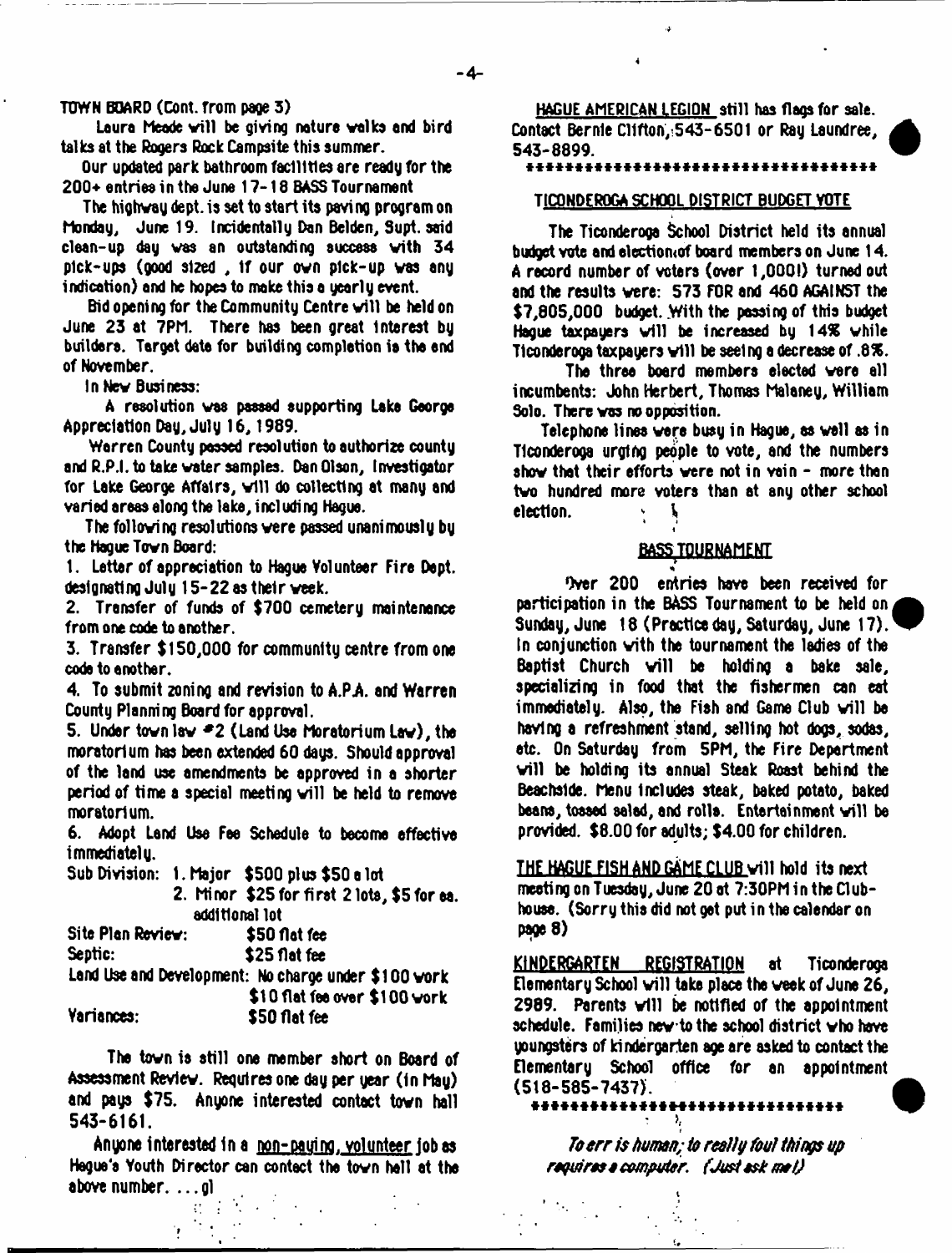TOWN BOARD (Cont. from page 3)

Laura Meade will be giving nature walks and bird talks at the Rogers Rock Campsite this summer.

Our updated park bathroom facilities are ready for the 200+ entries in the June 17-18 BASS Tournament

The highway dept. is set to start its paving program on Monday, June 19. Incidentally Dan Belden, Supt. said clean-up day was an outstanding success with 34 pick-ups (good sized , if our own pick-up was any indication) and he hopes to make this a yearly event.

Bid opening for the Community Centre will be held on June 23 at 7PM. There has been great interest by builders. Target date for building completion is the end of November.

In New Business:

A resolution was passed supporting Lake George Appreciation Day, July 16, 1989.

Warren County passed resolution to authorize county and R.P.I. to take water samples. Dan Olson, Investigator for Lake George Affairs, will do collecting at many and varied areas along the lake, including Hague.

The following resolutions were passed unanimously by the Hague Town Board:

1. Letter of appreciation to Hague Volunteer Fire Dept. designating July 15-22 as their week.
2. Transfer of funds of $700 cemetery maintenance from one code to another.
3. Transfer $150,000 for community centre from one code to another.
4. To submit zoning and revision to A.P.A. and Warren County Planning Board for approval.
5. Under town law #2 (Land Use Moratorium Law), the moratorium has been extended 60 days. Should approval of the land use amendments be approved in a shorter period of time a special meeting will be held to remove moratorium.
6. Adopt Land Use Fee Schedule to become effective immediately.

Sub Division: 1. Major $500 plus $50 a lot
2. Minor $25 for first 2 lots, $5 for ea. additional lot

Site Plan Review: $50 flat fee
Septic: $25 flat fee
Land Use and Development: No charge under $100 work
$10 flat fee over $100 work
Variances: $50 flat fee

The town is still one member short on Board of Assessment Review. Requires one day per year (in May) and pays $75. Anyone interested contact town hall 543-6161.

Anyone interested in a non-paying, volunteer job as Hague's Youth Director can contact the town hall at the above number. ...gl

HAGUE AMERICAN LEGION still has flags for sale. Contact Bernie Clifton, 543-6501 or Ray Laundree, 543-8899.

***********************************

## TICONDEROGA SCHOOL DISTRICT BUDGET VOTE

The Ticonderoga School District held its annual budget vote and election of board members on June 14. A record number of voters (over 1,000!) turned out and the results were: 573 FOR and 460 AGAINST the $7,805,000 budget. With the passing of this budget Hague taxpayers will be increased by 14% while Ticonderoga taxpayers will be seeing a decrease of .8%.

The three board members elected were all incumbents: John Herbert, Thomas Maloney, William Solo. There was no opposition.

Telephone lines were busy in Hague, as well as in Ticonderoga urging people to vote, and the numbers show that their efforts were not in vain - more than two hundred more voters than at any other school election.

## BASS TOURNAMENT

Over 200 entries have been received for participation in the BASS Tournament to be held on Sunday, June 18 (Practice day, Saturday, June 17). In conjunction with the tournament the ladies of the Baptist Church will be holding a bake sale, specializing in food that the fishermen can eat immediately. Also, the Fish and Game Club will be having a refreshment stand, selling hot dogs, sodas, etc. On Saturday from 5PM, the Fire Department will be holding its annual Steak Roast behind the Beachside. Menu includes steak, baked potato, baked beans, tossed salad, and rolls. Entertainment will be provided. $8.00 for adults; $4.00 for children.

THE HAGUE FISH AND GAME CLUB will hold its next meeting on Tuesday, June 20 at 7:30PM in the Clubhouse. (Sorry this did not get put in the calendar on page 8)

KINDERGARTEN REGISTRATION at Ticonderoga Elementary School will take place the week of June 26, 2989. Parents will be notified of the appointment schedule. Families new to the school district who have youngsters of kindergarten age are asked to contact the Elementary School office for an appointment (518-585-7437).

********************************

*To err is human; to really foul things up requires a computer. (Just ask me!)*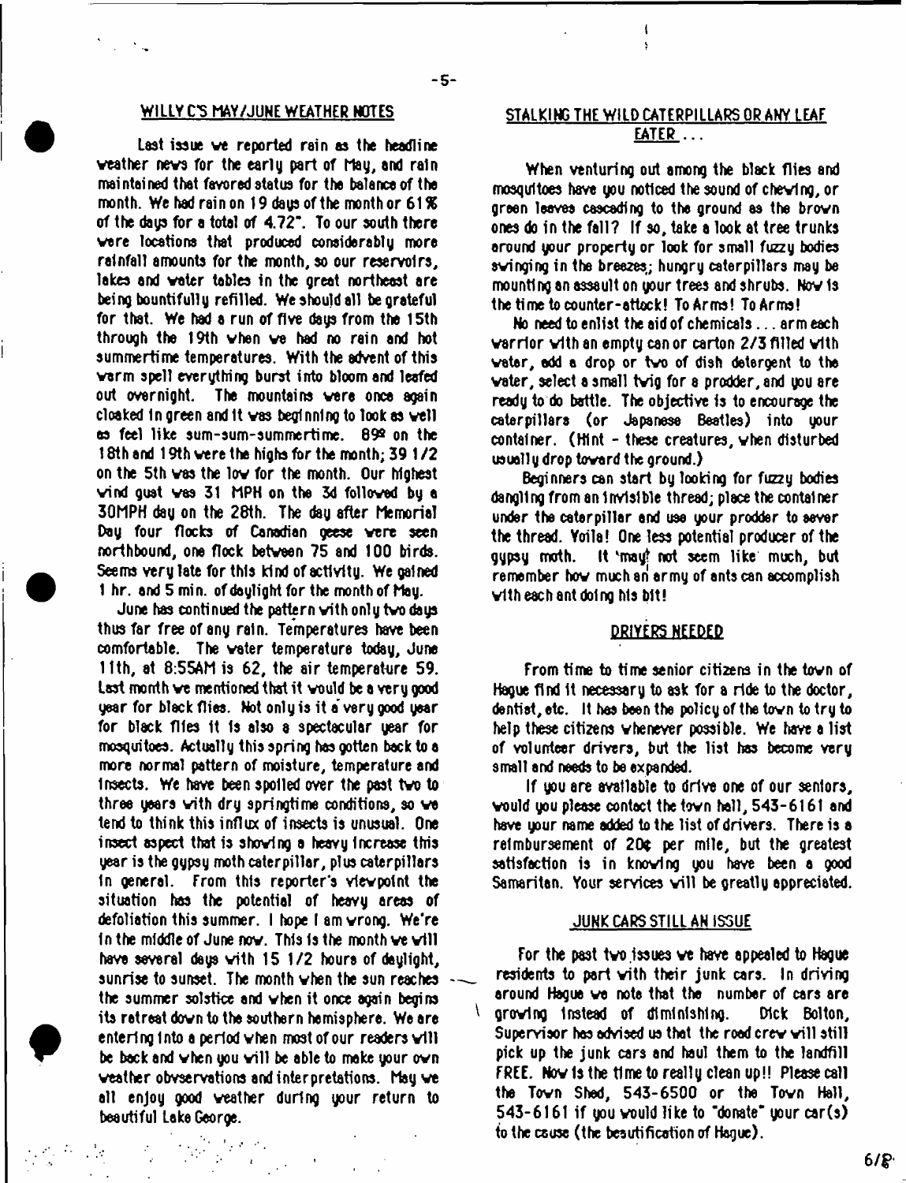## WILLY C'S MAY/JUNE WEATHER NOTES

Last issue we reported rain as the headline weather news for the early part of May, and rain maintained that favored status for the balance of the month. We had rain on 19 days of the month or 61% of the days for a total of 4.72". To our south there were locations that produced considerably more rainfall amounts for the month, so our reservoirs, lakes and water tables in the great northeast are being bountifully refilled. We should all be grateful for that. We had a run of five days from the 15th through the 19th when we had no rain and hot summertime temperatures. With the advent of this warm spell everything burst into bloom and leafed out overnight. The mountains were once again cloaked in green and it was beginning to look as well as feel like sum-sum-summertime. 89º on the 18th and 19th were the highs for the month; 39 1/2 on the 5th was the low for the month. Our highest wind gust was 31 MPH on the 3d followed by a 30MPH day on the 28th. The day after Memorial Day four flocks of Canadian geese were seen northbound, one flock between 75 and 100 birds. Seems very late for this kind of activity. We gained 1 hr. and 5 min. of daylight for the month of May.

June has continued the pattern with only two days thus far free of any rain. Temperatures have been comfortable. The water temperature today, June 11th, at 8:55AM is 62, the air temperature 59. Last month we mentioned that it would be a very good year for black flies. Not only is it a very good year for black flies it is also a spectacular year for mosquitoes. Actually this spring has gotten back to a more normal pattern of moisture, temperature and insects. We have been spoiled over the past two to three years with dry springtime conditions, so we tend to think this influx of insects is unusual. One insect aspect that is showing a heavy increase this year is the gypsy moth caterpillar, plus caterpillars in general. From this reporter's viewpoint the situation has the potential of heavy areas of defoliation this summer. I hope I am wrong. We're in the middle of June now. This is the month we will have several days with 15 1/2 hours of daylight, sunrise to sunset. The month when the sun reaches the summer solstice and when it once again begins its retreat down to the southern hemisphere. We are entering into a period when most of our readers will be back and when you will be able to make your own weather obvservations and interpretations. May we all enjoy good weather during your return to beautiful Lake George.

## STALKING THE WILD CATERPILLARS OR ANY LEAF EATER . . .

When venturing out among the black flies and mosquitoes have you noticed the sound of chewing, or green leaves cascading to the ground as the brown ones do in the fall? If so, take a look at tree trunks around your property or look for small fuzzy bodies swinging in the breezes; hungry caterpillars may be mounting an assault on your trees and shrubs. Now is the time to counter-attack! To Arms! To Arms!

No need to enlist the aid of chemicals . . . arm each warrior with an empty can or carton 2/3 filled with water, add a drop or two of dish detergent to the water, select a small twig for a prodder, and you are ready to do battle. The objective is to encourage the caterpillars (or Japanese Beatles) into your container. (Hint - these creatures, when disturbed usually drop toward the ground.)

Beginners can start by looking for fuzzy bodies dangling from an invisible thread; place the container under the caterpillar and use your prodder to sever the thread. Voila! One less potential producer of the gypsy moth. It may not seem like much, but remember how much an army of ants can accomplish with each ant doing his bit!

## DRIVERS NEEDED

From time to time senior citizens in the town of Hague find it necessary to ask for a ride to the doctor, dentist, etc. It has been the policy of the town to try to help these citizens whenever possible. We have a list of volunteer drivers, but the list has become very small and needs to be expanded.

If you are available to drive one of our seniors, would you please contact the town hall, 543-6161 and have your name added to the list of drivers. There is a reimbursement of 20¢ per mile, but the greatest satisfaction is in knowing you have been a good Samaritan. Your services will be greatly appreciated.

## JUNK CARS STILL AN ISSUE

For the past two issues we have appealed to Hague residents to part with their junk cars. In driving around Hague we note that the number of cars are growing instead of diminishing. Dick Bolton, Supervisor has advised us that the road crew will still pick up the junk cars and haul them to the landfill FREE. Now is the time to really clean up!! Please call the Town Shed, 543-6500 or the Town Hall, 543-6161 if you would like to "donate" your car(s) to the cause (the beautification of Hague).

6/8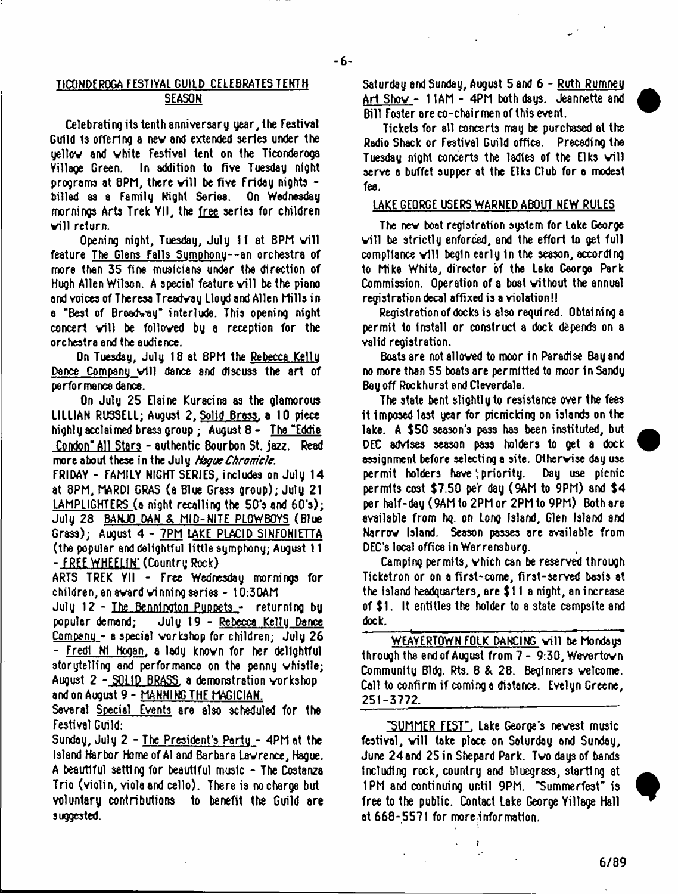## TICONDEROGA FESTIVAL GUILD CELEBRATES TENTH SEASON

Celebrating its tenth anniversary year, the Festival Guild is offering a new and extended series under the yellow and white Festival tent on the Ticonderoga Village Green. In addition to five Tuesday night programs at 8PM, there will be five Friday nights - billed as a Family Night Series. On Wednesday mornings Arts Trek VII, the free series for children will return.

Opening night, Tuesday, July 11 at 8PM will feature The Glens Falls Symphony--an orchestra of more than 35 fine musicians under the direction of Hugh Allen Wilson. A special feature will be the piano and voices of Theresa Treadway Lloyd and Allen Mills in a "Best of Broadway" interlude. This opening night concert will be followed by a reception for the orchestra and the audience.

On Tuesday, July 18 at 8PM the Rebecca Kelly Dance Company will dance and discuss the art of performance dance.

On July 25 Elaine Kuracina as the glamorous LILLIAN RUSSELL; August 2, Solid Brass, a 10 piece highly acclaimed brass group ; August 8 - The "Eddie Condon" All Stars - authentic Bourbon St. jazz. Read more about these in the July *Hague Chronicle*.

FRIDAY - FAMILY NIGHT SERIES, includes on July 14 at 8PM, MARDI GRAS (a Blue Grass group); July 21 LAMPLIGHTERS (a night recalling the 50's and 60's); July 28 BANJO DAN & MID-NITE PLOWBOYS (Blue Grass); August 4 - 7PM LAKE PLACID SINFONIETTA (the popular and delightful little symphony; August 11 - FREE WHEELIN' (Country Rock)

ARTS TREK VII - Free Wednesday mornings for children, an award winning series - 10:30AM

July 12 - The Bennington Puppets - returning by popular demand; July 19 - Rebecca Kelly Dance Company - a special workshop for children; July 26 - Fredi Ni Hogan, a lady known for her delightful storytelling and performance on the penny whistle; August 2 - SOLID BRASS, a demonstration workshop and on August 9 - MANNING THE MAGICIAN.

Several Special Events are also scheduled for the Festival Guild:

Sunday, July 2 - The President's Party - 4PM at the Island Harbor Home of Al and Barbara Lawrence, Hague. A beautiful setting for beautiful music - The Costanza Trio (violin, viola and cello). There is no charge but voluntary contributions to benefit the Guild are suggested.

Saturday and Sunday, August 5 and 6 - Ruth Rumney Art Show - 11AM - 4PM both days. Jeannette and Bill Foster are co-chairmen of this event.

Tickets for all concerts may be purchased at the Radio Shack or Festival Guild office. Preceding the Tuesday night concerts the ladies of the Elks will serve a buffet supper at the Elks Club for a modest fee.

## LAKE GEORGE USERS WARNED ABOUT NEW RULES

The new boat registration system for Lake George will be strictly enforced, and the effort to get full compliance will begin early in the season, according to Mike White, director of the Lake George Park Commission. Operation of a boat without the annual registration decal affixed is a violation!!

Registration of docks is also required. Obtaining a permit to install or construct a dock depends on a valid registration.

Boats are not allowed to moor in Paradise Bay and no more than 55 boats are permitted to moor in Sandy Bay off Rockhurst and Cleverdale.

The state bent slightly to resistance over the fees it imposed last year for picnicking on islands on the lake. A $50 season's pass has been instituted, but DEC advises season pass holders to get a dock assignment before selecting a site. Otherwise day use permit holders have priority. Day use picnic permits cost $7.50 per day (9AM to 9PM) and $4 per half-day (9AM to 2PM or 2PM to 9PM) Both are available from hq. on Long Island, Glen Island and Narrow Island. Season passes are available from DEC's local office in Warrensburg.

Camping permits, which can be reserved through Ticketron or on a first-come, first-served basis at the island headquarters, are $11 a night, an increase of $1. It entitles the holder to a state campsite and dock.

---

WEAVERTOWN FOLK DANCING will be Mondays through the end of August from 7 - 9:30, Wevertown Community Bldg. Rts. 8 & 28. Beginners welcome. Call to confirm if coming a distance. Evelyn Greene, 251-3772.

---

"SUMMER FEST", Lake George's newest music festival, will take place on Saturday and Sunday, June 24 and 25 in Shepard Park. Two days of bands including rock, country and bluegrass, starting at 1PM and continuing until 9PM. "Summerfest" is free to the public. Contact Lake George Village Hall at 668-5571 for more information.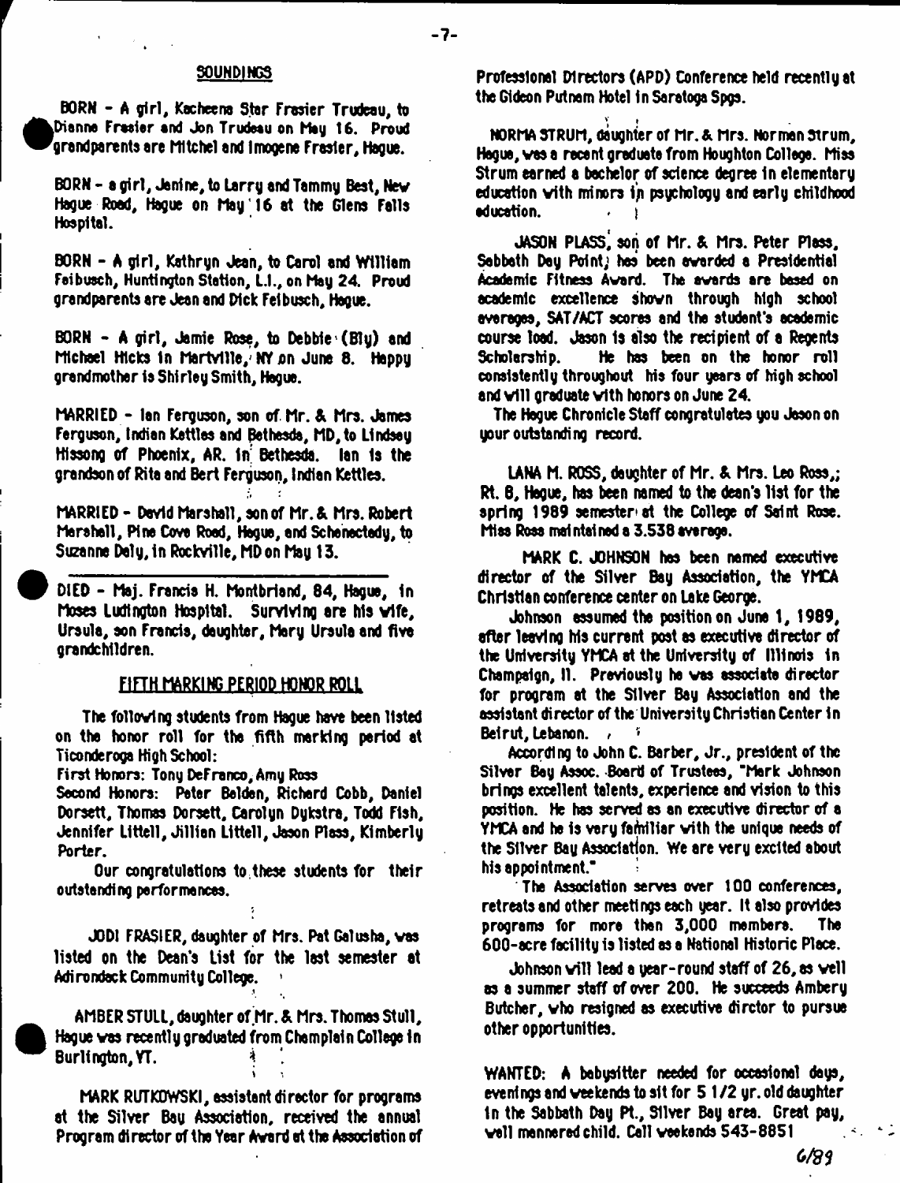## SOUNDINGS

BORN - A girl, Kacheena Star Frasier Trudeau, to Dianne Frasier and Jon Trudeau on May 16. Proud grandparents are Mitchel and Imogene Frasier, Hague.

BORN - a girl, Janine, to Larry and Tammy Best, New Hague Road, Hague on May 16 at the Glens Falls Hospital.

BORN - A girl, Kathryn Jean, to Carol and William Feibusch, Huntington Station, L.I., on May 24. Proud grandparents are Jean and Dick Feibusch, Hague.

BORN - A girl, Jamie Rose, to Debbie (Bly) and Michael Hicks in Martville, NY on June 8. Happy grandmother is Shirley Smith, Hague.

MARRIED - Ian Ferguson, son of Mr. & Mrs. James Ferguson, Indian Kettles and Bethesda, MD, to Lindsay Hissong of Phoenix, AR. in Bethesda. Ian is the grandson of Rita and Bert Ferguson, Indian Kettles.

MARRIED - David Marshall, son of Mr. & Mrs. Robert Marshall, Pine Cove Road, Hague, and Schenectady, to Suzanne Daly, in Rockville, MD on May 13.

---

DIED - Maj. Francis H. Montbriand, 84, Hague, in Moses Ludington Hospital. Surviving are his wife, Ursula, son Francis, daughter, Mary Ursula and five grandchildren.

### FIFTH MARKING PERIOD HONOR ROLL

The following students from Hague have been listed on the honor roll for the fifth marking period at Ticonderoga High School:

First Honors: Tony DeFranco, Amy Ross

Second Honors: Peter Belden, Richard Cobb, Daniel Dorsett, Thomas Dorsett, Carolyn Dykstra, Todd Fish, Jennifer Littell, Jillian Littell, Jason Plass, Kimberly Porter.

Our congratulations to these students for their outstanding performances.

JODI FRASIER, daughter of Mrs. Pat Galusha, was listed on the Dean's List for the last semester at Adirondack Community College.

AMBER STULL, daughter of Mr. & Mrs. Thomas Stull, Hague was recently graduated from Champlain College in Burlington, VT.

MARK RUTKOWSKI, assistant director for programs at the Silver Bay Association, received the annual Program director of the Year Award at the Association of Professional Directors (APD) Conference held recently at the Gideon Putnam Hotel in Saratoga Spgs.

NORMA STRUM, daughter of Mr. & Mrs. Norman Strum, Hague, was a recent graduate from Houghton College. Miss Strum earned a bachelor of science degree in elementary education with minors in psychology and early childhood education.

JASON PLASS, son of Mr. & Mrs. Peter Plass, Sabbath Day Point, has been awarded a Presidential Academic Fitness Award. The awards are based on academic excellence shown through high school averages, SAT/ACT scores and the student's academic course load. Jason is also the recipient of a Regents Scholarship. He has been on the honor roll consistently throughout his four years of high school and will graduate with honors on June 24.

The Hague Chronicle Staff congratulates you Jason on your outstanding record.

LANA M. ROSS, daughter of Mr. & Mrs. Leo Ross, Rt. 8, Hague, has been named to the dean's list for the spring 1989 semester at the College of Saint Rose. Miss Ross maintained a 3.538 average.

MARK C. JOHNSON has been named executive director of the Silver Bay Association, the YMCA Christian conference center on Lake George.

Johnson assumed the position on June 1, 1989, after leaving his current post as executive director of the University YMCA at the University of Illinois in Champaign, Il. Previously he was associate director for program at the Silver Bay Association and the assistant director of the University Christian Center in Beirut, Lebanon.

According to John C. Barber, Jr., president of the Silver Bay Assoc. Board of Trustees, "Mark Johnson brings excellent talents, experience and vision to this position. He has served as an executive director of a YMCA and he is very familiar with the unique needs of the Silver Bay Association. We are very excited about his appointment."

The Association serves over 100 conferences, retreats and other meetings each year. It also provides programs for more than 3,000 members. The 600-acre facility is listed as a National Historic Place.

Johnson will lead a year-round staff of 26, as well as a summer staff of over 200. He succeeds Ambery Butcher, who resigned as executive dirctor to pursue other opportunities.

WANTED: A babysitter needed for occasional days, evenings and weekends to sit for 5 1/2 yr. old daughter in the Sabbath Day Pt., Silver Bay area. Great pay, well mannered child. Call weekends 543-8851

6/89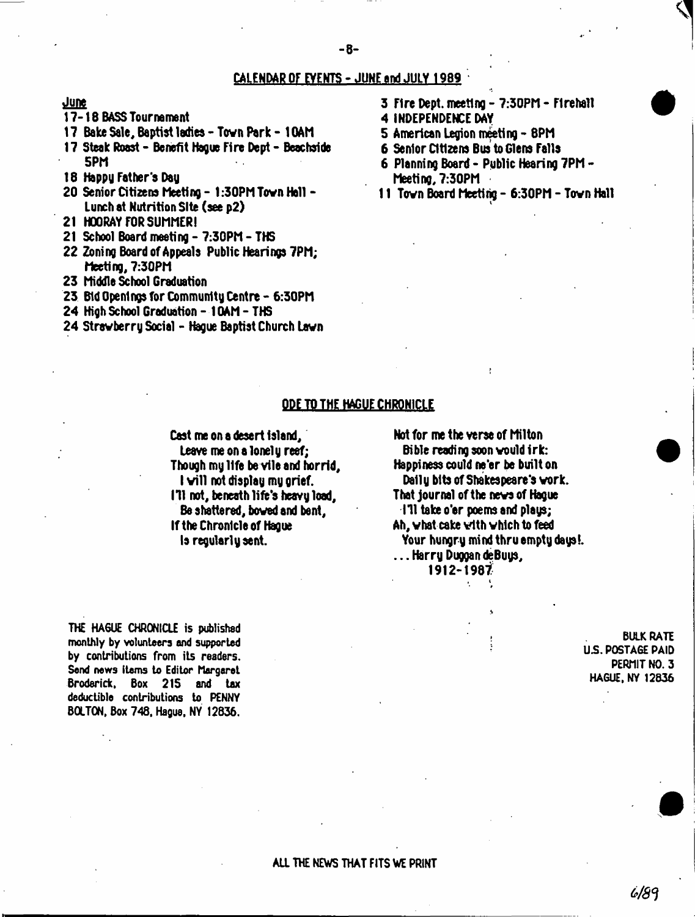## CALENDAR OF EVENTS - JUNE and JULY 1989

**June**

- 17-18 BASS Tournament
- 17 Bake Sale, Baptist ladies - Town Park - 10AM
- 17 Steak Roast - Benefit Hague Fire Dept - Beachside 5PM
- 18 Happy Father's Day
- 20 Senior Citizens Meeting - 1:30PM Town Hall - Lunch at Nutrition Site (see p2)
- 21 HOORAY FOR SUMMER!
- 21 School Board meeting - 7:30PM - THS
- 22 Zoning Board of Appeals Public Hearings 7PM; Meeting, 7:30PM
- 23 Middle School Graduation
- 23 Bid Openings for Community Centre - 6:30PM
- 24 High School Graduation - 10AM - THS
- 24 Strawberry Social - Hague Baptist Church Lawn

- 3 Fire Dept. meeting - 7:30PM - Firehall
- 4 INDEPENDENCE DAY
- 5 American Legion meeting - 8PM
- 6 Senior Citizens Bus to Glens Falls
- 6 Planning Board - Public Hearing 7PM - Meeting, 7:30PM
- 11 Town Board Meeting - 6:30PM - Town Hall

## ODE TO THE HAGUE CHRONICLE

Cast me on a desert island,  
Leave me on a lonely reef;  
Though my life be vile and horrid,  
I will not display my grief.  
I'll not, beneath life's heavy load,  
Be shattered, bowed and bent,  
If the Chronicle of Hague  
Is regularly sent.

Not for me the verse of Milton  
Bible reading soon would irk:  
Happiness could ne'er be built on  
Daily bits of Shakespeare's work.  
That journal of the news of Hague  
I'll take o'er poems and plays;  
Ah, what cake with which to feed  
Your hungry mind thru empty days!.

... Harry Duggan deBuys,  
1912-1987

THE HAGUE CHRONICLE is published monthly by volunteers and supported by contributions from its readers. Send news items to Editor Margaret Broderick, Box 215 and tax deductible contributions to PENNY BOLTON, Box 748, Hague, NY 12836.

BULK RATE  
U.S. POSTAGE PAID  
PERMIT NO. 3  
HAGUE, NY 12836

ALL THE NEWS THAT FITS WE PRINT

6/89